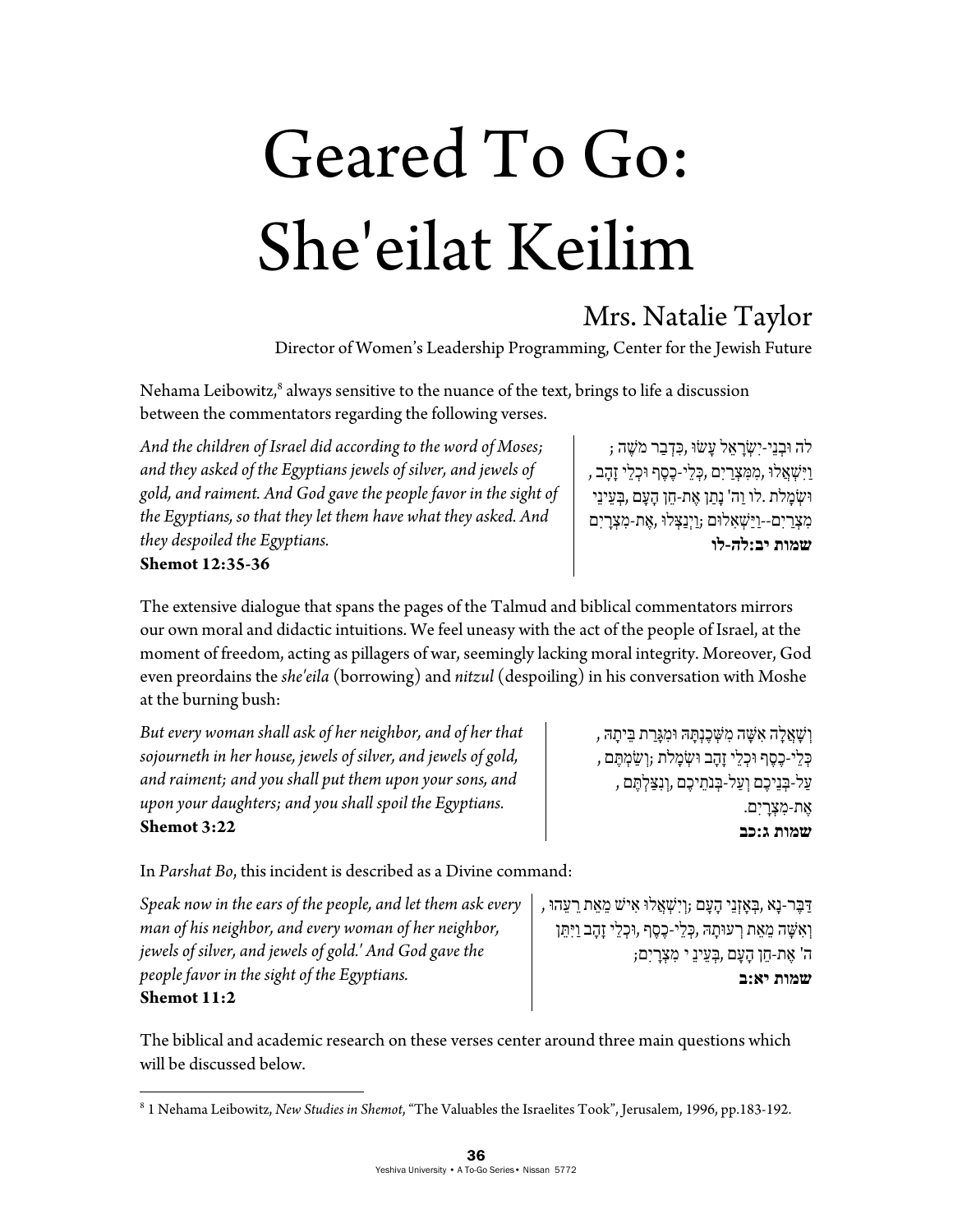# Geared To Go: She'eilat Keilim

## Mrs. Natalie Taylor

Director of Women's Leadership Programming, Center for the Jewish Future

Nehama Leibowitz,[8] always sensitive to the nuance of the text, brings to life a discussion between the commentators regarding the following verses.

*And the children of Israel did according to the word of Moses; and they asked of the Egyptians jewels of silver, and jewels of gold, and raiment. And God gave the people favor in the sight of the Egyptians, so that they let them have what they asked. And they despoiled the Egyptians.*
**Shemot 12:35-36**

לה וּבְנֵי-יִשְׂרָאֵל עָשׂוּ, כִּדְבַר מֹשֶׁה; וַיִּשְׁאֲלוּ, מִמִּצְרַיִם, כְּלֵי-כֶסֶף וּכְלֵי זָהָב, וּשְׂמָלֹת. לו וַה' נָתַן אֶת-חֵן הָעָם, בְּעֵינֵי מִצְרַיִם--וַיַּשְׁאִלוּם; וַיְנַצְּלוּ, אֶת-מִצְרָיִם
**שמות יב:לה-לו**

The extensive dialogue that spans the pages of the Talmud and biblical commentators mirrors our own moral and didactic intuitions. We feel uneasy with the act of the people of Israel, at the moment of freedom, acting as pillagers of war, seemingly lacking moral integrity. Moreover, God even preordains the *she'eila* (borrowing) and *nitzul* (despoiling) in his conversation with Moshe at the burning bush:

*But every woman shall ask of her neighbor, and of her that sojourneth in her house, jewels of silver, and jewels of gold, and raiment; and you shall put them upon your sons, and upon your daughters; and you shall spoil the Egyptians.*
**Shemot 3:22**

וְשָׁאֲלָה אִשָּׁה מִשְּׁכֶנְתָּהּ וּמִגָּרַת בֵּיתָהּ, כְּלֵי-כֶסֶף וּכְלֵי זָהָב וּשְׂמָלֹת; וְשַׂמְתֶּם, עַל-בְּנֵיכֶם וְעַל-בְּנֹתֵיכֶם, וְנִצַּלְתֶּם, אֶת-מִצְרָיִם.
**שמות ג:כב**

In *Parshat Bo*, this incident is described as a Divine command:

*Speak now in the ears of the people, and let them ask every man of his neighbor, and every woman of her neighbor, jewels of silver, and jewels of gold.' And God gave the people favor in the sight of the Egyptians.*
**Shemot 11:2**

דַּבֶּר-נָא, בְּאָזְנֵי הָעָם; וְיִשְׁאֲלוּ אִישׁ מֵאֵת רֵעֵהוּ, וְאִשָּׁה מֵאֵת רְעוּתָהּ, כְּלֵי-כֶסֶף, וּכְלֵי זָהָב וַיִּתֵּן ה' אֶת-חֵן הָעָם, בְּעֵינֵי מִצְרָיִם;
**שמות יא:ב**

The biblical and academic research on these verses center around three main questions which will be discussed below.

---

[8] 1 Nehama Leibowitz, *New Studies in Shemot*, "The Valuables the Israelites Took", Jerusalem, 1996, pp.183-192.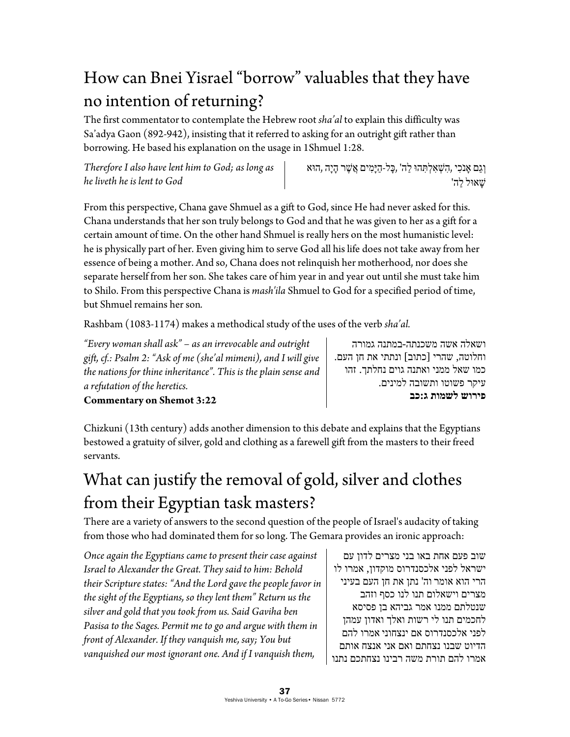# How can Bnei Yisrael "borrow" valuables that they have no intention of returning?

The first commentator to contemplate the Hebrew root *sha'al* to explain this difficulty was Sa'adya Gaon (892-942), insisting that it referred to asking for an outright gift rather than borrowing. He based his explanation on the usage in 1Shmuel 1:28.

*Therefore I also have lent him to God; as long as he liveth he is lent to God*

וְגַם אָנֹכִי, הִשְׁאִלְתִּהוּ לַה', כָּל-הַיָּמִים אֲשֶׁר הָיָה, הוּא שָׁאוּל לַה'

From this perspective, Chana gave Shmuel as a gift to God, since He had never asked for this. Chana understands that her son truly belongs to God and that he was given to her as a gift for a certain amount of time. On the other hand Shmuel is really hers on the most humanistic level: he is physically part of her. Even giving him to serve God all his life does not take away from her essence of being a mother. And so, Chana does not relinquish her motherhood, nor does she separate herself from her son. She takes care of him year in and year out until she must take him to Shilo. From this perspective Chana is *mash'ila* Shmuel to God for a specified period of time, but Shmuel remains her son.

Rashbam (1083-1174) makes a methodical study of the uses of the verb *sha'al*.

*"Every woman shall ask" – as an irrevocable and outright gift, cf.: Psalm 2: "Ask of me (she'al mimeni), and I will give the nations for thine inheritance". This is the plain sense and a refutation of the heretics.*

**Commentary on Shemot 3:22**

ושאלה אשה משכנתה-במתנה גמורה וחלוטה, שהרי [כתוב] ונתתי את חן העם. כמו שאל ממני ואתנה גוים נחלתך. זהו עיקר פשוטו ותשובה למינים.

**פירוש לשמות ג:כב**

Chizkuni (13th century) adds another dimension to this debate and explains that the Egyptians bestowed a gratuity of silver, gold and clothing as a farewell gift from the masters to their freed servants.

# What can justify the removal of gold, silver and clothes from their Egyptian task masters?

There are a variety of answers to the second question of the people of Israel's audacity of taking from those who had dominated them for so long. The Gemara provides an ironic approach:

*Once again the Egyptians came to present their case against Israel to Alexander the Great. They said to him: Behold their Scripture states: "And the Lord gave the people favor in the sight of the Egyptians, so they lent them" Return us the silver and gold that you took from us. Said Gaviha ben Pasisa to the Sages. Permit me to go and argue with them in front of Alexander. If they vanquish me, say; You but vanquished our most ignorant one. And if I vanquish them,*

שוב פעם אחת באו בני מצרים לדון עם ישראל לפני אלכסנדרוס מוקדון, אמרו לו הרי הוא אומר וה' נתן את חן העם בעיני מצרים וישאלום תנו לנו כסף וזהב שנטלתם ממנו אמר גביהא בן פסיסא לחכמים תנו לי רשות ואלך ואדון עמהן לפני אלכסנדרוס אם ינצחוני אמרו להם הדיוט שבנו נצחתם ואם אני אנצח אותם אמרו להם תורת משה רבינו נצחתכם נתנו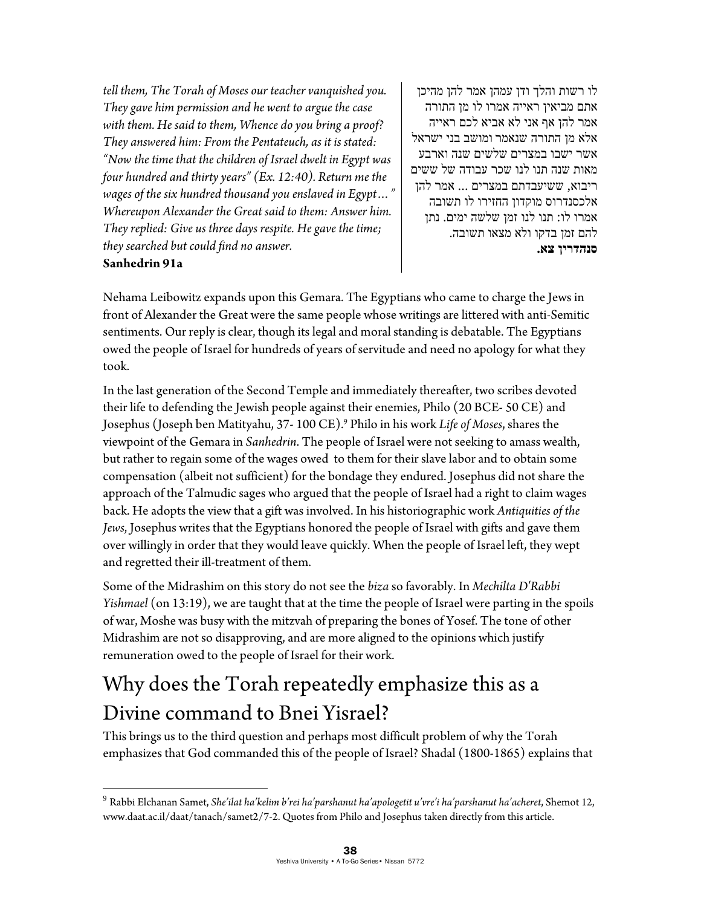*tell them, The Torah of Moses our teacher vanquished you. They gave him permission and he went to argue the case with them. He said to them, Whence do you bring a proof? They answered him: From the Pentateuch, as it is stated: "Now the time that the children of Israel dwelt in Egypt was four hundred and thirty years" (Ex. 12:40). Return me the wages of the six hundred thousand you enslaved in Egypt… " Whereupon Alexander the Great said to them: Answer him. They replied: Give us three days respite. He gave the time; they searched but could find no answer.*
**Sanhedrin 91a**

לו רשות והלך ודן עמהן אמר להן מהיכן אתם מביאין ראייה אמרו לו מן התורה אמר להן אף אני לא אביא לכם ראייה אלא מן התורה שנאמר ומושב בני ישראל אשר ישבו במצרים שלשים שנה וארבע מאות שנה תנו לנו שכר עבודה של ששים ריבוא, ששיעבדתם במצרים ... אמר להן אלכסנדרוס מוקדון החזירו לו תשובה אמרו לו: תנו לנו זמן שלשה ימים. נתן להם זמן בדקו ולא מצאו תשובה.
**סנהדרין צא.**

Nehama Leibowitz expands upon this Gemara. The Egyptians who came to charge the Jews in front of Alexander the Great were the same people whose writings are littered with anti-Semitic sentiments. Our reply is clear, though its legal and moral standing is debatable. The Egyptians owed the people of Israel for hundreds of years of servitude and need no apology for what they took.

In the last generation of the Second Temple and immediately thereafter, two scribes devoted their life to defending the Jewish people against their enemies, Philo (20 BCE- 50 CE) and Josephus (Joseph ben Matityahu, 37- 100 CE).[9] Philo in his work *Life of Moses*, shares the viewpoint of the Gemara in *Sanhedrin*. The people of Israel were not seeking to amass wealth, but rather to regain some of the wages owed to them for their slave labor and to obtain some compensation (albeit not sufficient) for the bondage they endured. Josephus did not share the approach of the Talmudic sages who argued that the people of Israel had a right to claim wages back. He adopts the view that a gift was involved. In his historiographic work *Antiquities of the Jews*, Josephus writes that the Egyptians honored the people of Israel with gifts and gave them over willingly in order that they would leave quickly. When the people of Israel left, they wept and regretted their ill-treatment of them.

Some of the Midrashim on this story do not see the *biza* so favorably. In *Mechilta D'Rabbi Yishmael* (on 13:19), we are taught that at the time the people of Israel were parting in the spoils of war, Moshe was busy with the mitzvah of preparing the bones of Yosef. The tone of other Midrashim are not so disapproving, and are more aligned to the opinions which justify remuneration owed to the people of Israel for their work.

## Why does the Torah repeatedly emphasize this as a Divine command to Bnei Yisrael?

This brings us to the third question and perhaps most difficult problem of why the Torah emphasizes that God commanded this of the people of Israel? Shadal (1800-1865) explains that

[9] Rabbi Elchanan Samet, *She'ilat ha'kelim b'rei ha'parshanut ha'apologetit u'vre'i ha'parshanut ha'acheret*, Shemot 12, www.daat.ac.il/daat/tanach/samet2/7-2. Quotes from Philo and Josephus taken directly from this article.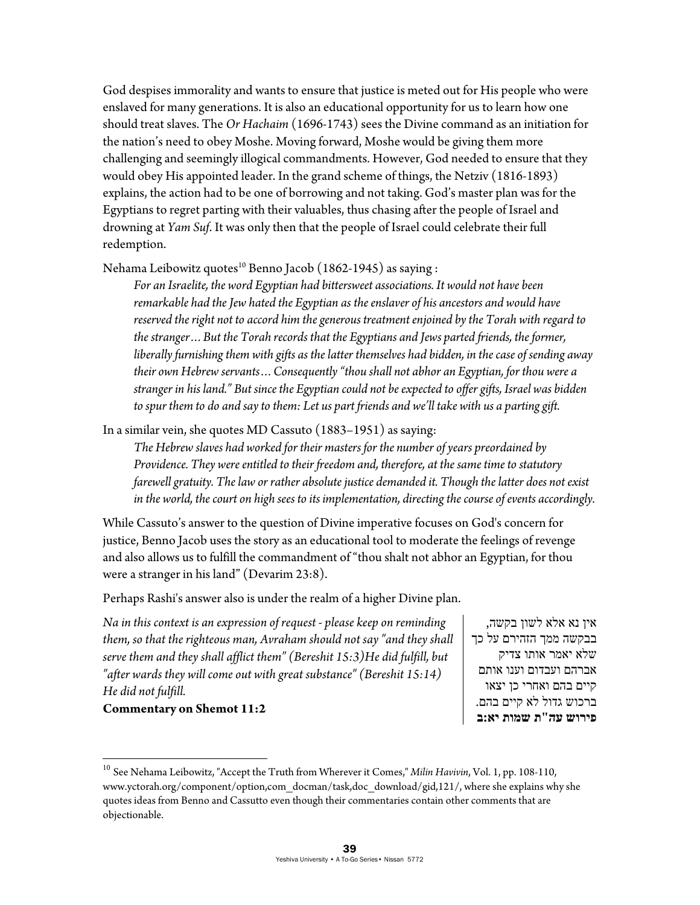God despises immorality and wants to ensure that justice is meted out for His people who were enslaved for many generations. It is also an educational opportunity for us to learn how one should treat slaves. The *Or Hachaim* (1696-1743) sees the Divine command as an initiation for the nation's need to obey Moshe. Moving forward, Moshe would be giving them more challenging and seemingly illogical commandments. However, God needed to ensure that they would obey His appointed leader. In the grand scheme of things, the Netziv (1816-1893) explains, the action had to be one of borrowing and not taking. God's master plan was for the Egyptians to regret parting with their valuables, thus chasing after the people of Israel and drowning at *Yam Suf*. It was only then that the people of Israel could celebrate their full redemption.

Nehama Leibowitz quotes[10] Benno Jacob (1862-1945) as saying :

> *For an Israelite, the word Egyptian had bittersweet associations. It would not have been remarkable had the Jew hated the Egyptian as the enslaver of his ancestors and would have reserved the right not to accord him the generous treatment enjoined by the Torah with regard to the stranger… But the Torah records that the Egyptians and Jews parted friends, the former, liberally furnishing them with gifts as the latter themselves had bidden, in the case of sending away their own Hebrew servants… Consequently "thou shall not abhor an Egyptian, for thou were a stranger in his land." But since the Egyptian could not be expected to offer gifts, Israel was bidden to spur them to do and say to them: Let us part friends and we'll take with us a parting gift.*

In a similar vein, she quotes MD Cassuto (1883–1951) as saying:

> *The Hebrew slaves had worked for their masters for the number of years preordained by Providence. They were entitled to their freedom and, therefore, at the same time to statutory farewell gratuity. The law or rather absolute justice demanded it. Though the latter does not exist in the world, the court on high sees to its implementation, directing the course of events accordingly.*

While Cassuto's answer to the question of Divine imperative focuses on God's concern for justice, Benno Jacob uses the story as an educational tool to moderate the feelings of revenge and also allows us to fulfill the commandment of "thou shalt not abhor an Egyptian, for thou were a stranger in his land" (Devarim 23:8).

Perhaps Rashi's answer also is under the realm of a higher Divine plan.

*Na in this context is an expression of request - please keep on reminding them, so that the righteous man, Avraham should not say "and they shall serve them and they shall afflict them" (Bereshit 15:3)He did fulfill, but "after wards they will come out with great substance" (Bereshit 15:14) He did not fulfill.*

**Commentary on Shemot 11:2**

אין נא אלא לשון בקשה, בבקשה ממך הזהירם על כך שלא יאמר אותו צדיק אברהם ועבדום וענו אותם קיים בהם ואחרי כן יצאו ברכוש גדול לא קיים בהם.

**פירוש עה"ת שמות יא:ב**

[10] See Nehama Leibowitz, "Accept the Truth from Wherever it Comes," *Milin Havivin*, Vol. 1, pp. 108-110, www.yctorah.org/component/option,com_docman/task,doc_download/gid,121/, where she explains why she quotes ideas from Benno and Cassutto even though their commentaries contain other comments that are objectionable.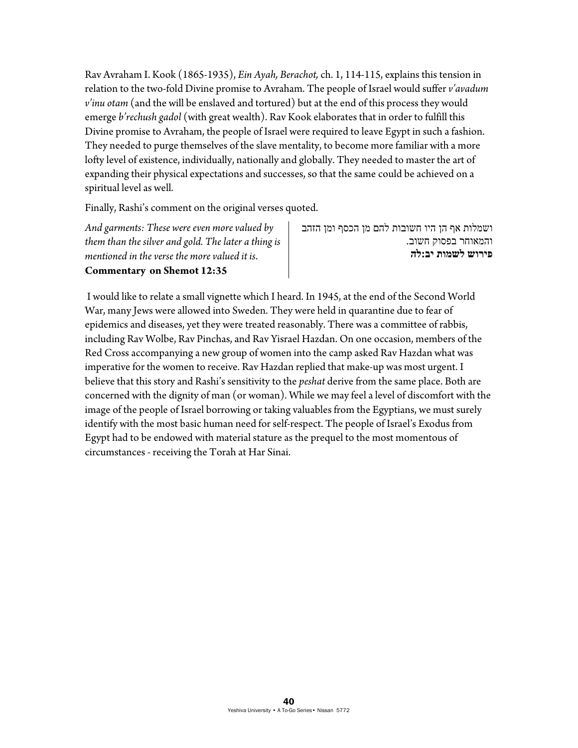Rav Avraham I. Kook (1865-1935), *Ein Ayah, Berachot,* ch. 1, 114-115, explains this tension in relation to the two-fold Divine promise to Avraham. The people of Israel would suffer *v'avadum v'inu otam* (and the will be enslaved and tortured) but at the end of this process they would emerge *b'rechush gadol* (with great wealth). Rav Kook elaborates that in order to fulfill this Divine promise to Avraham, the people of Israel were required to leave Egypt in such a fashion. They needed to purge themselves of the slave mentality, to become more familiar with a more lofty level of existence, individually, nationally and globally. They needed to master the art of expanding their physical expectations and successes, so that the same could be achieved on a spiritual level as well.

Finally, Rashi's comment on the original verses quoted.

*And garments: These were even more valued by them than the silver and gold. The later a thing is mentioned in the verse the more valued it is.*
**Commentary on Shemot 12:35**

ושמלות אף הן היו חשובות להם מן הכסף ומן הזהב והמאוחר בפסוק חשוב.
**פירוש לשמות יב:לה**

I would like to relate a small vignette which I heard. In 1945, at the end of the Second World War, many Jews were allowed into Sweden. They were held in quarantine due to fear of epidemics and diseases, yet they were treated reasonably. There was a committee of rabbis, including Rav Wolbe, Rav Pinchas, and Rav Yisrael Hazdan. On one occasion, members of the Red Cross accompanying a new group of women into the camp asked Rav Hazdan what was imperative for the women to receive. Rav Hazdan replied that make-up was most urgent. I believe that this story and Rashi's sensitivity to the *peshat* derive from the same place. Both are concerned with the dignity of man (or woman). While we may feel a level of discomfort with the image of the people of Israel borrowing or taking valuables from the Egyptians, we must surely identify with the most basic human need for self-respect. The people of Israel's Exodus from Egypt had to be endowed with material stature as the prequel to the most momentous of circumstances - receiving the Torah at Har Sinai.